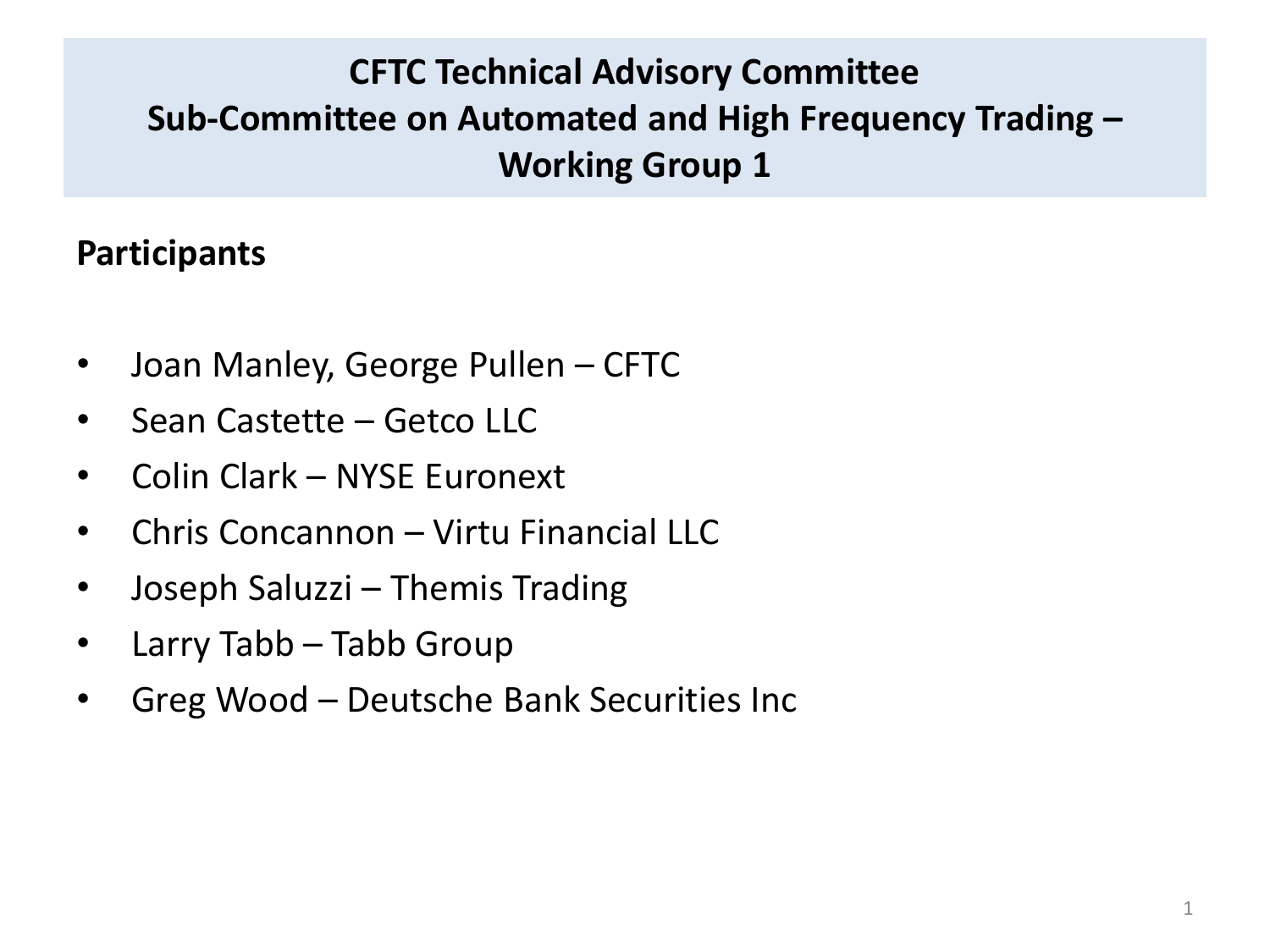# CFTC Technical Advisory Committee
# Sub-Committee on Automated and High Frequency Trading – Working Group 1

## Participants

- Joan Manley, George Pullen – CFTC
- Sean Castette – Getco LLC
- Colin Clark – NYSE Euronext
- Chris Concannon – Virtu Financial LLC
- Joseph Saluzzi – Themis Trading
- Larry Tabb – Tabb Group
- Greg Wood – Deutsche Bank Securities Inc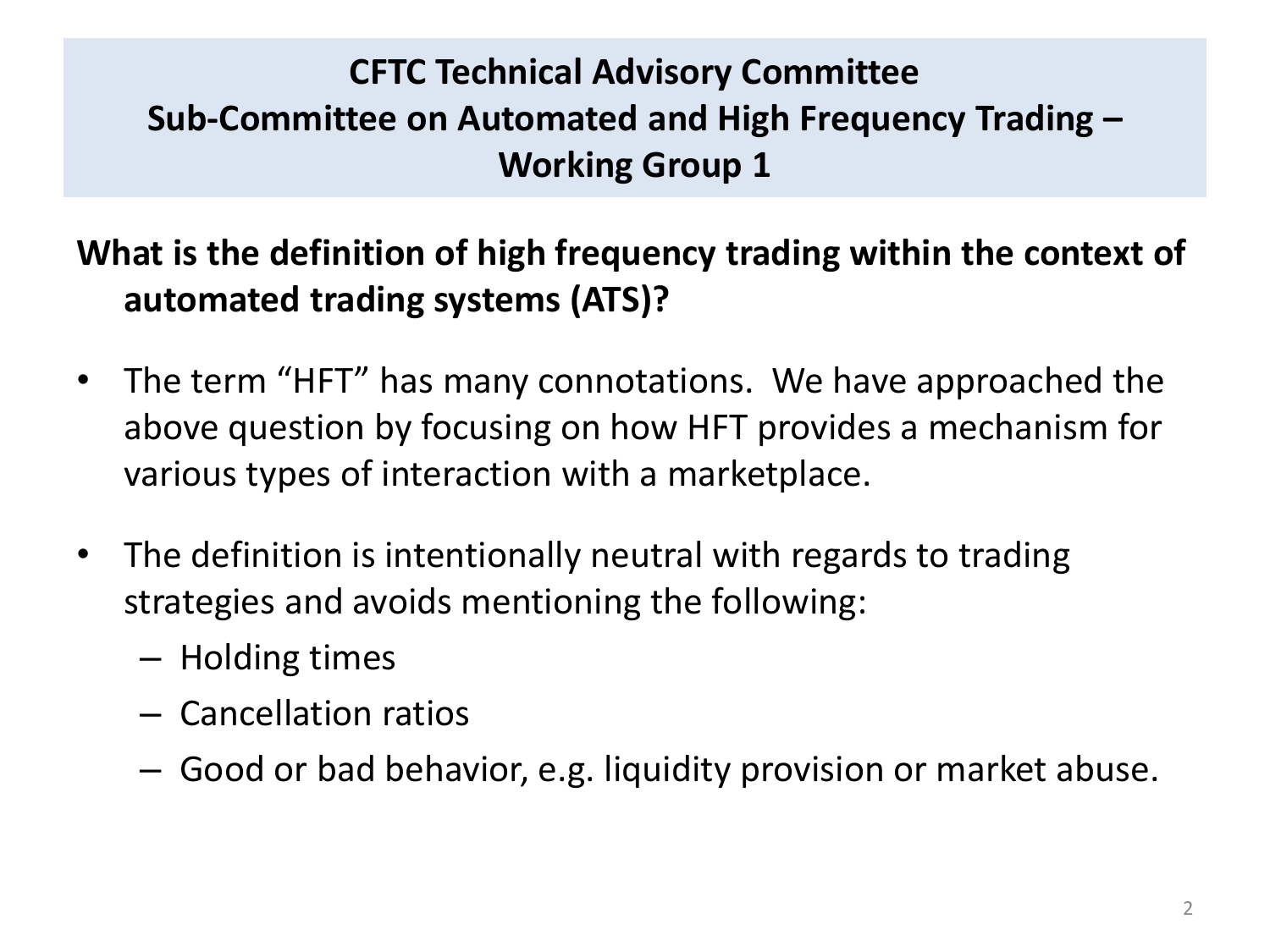# CFTC Technical Advisory Committee
# Sub-Committee on Automated and High Frequency Trading – Working Group 1

**What is the definition of high frequency trading within the context of automated trading systems (ATS)?**

- The term "HFT" has many connotations. We have approached the above question by focusing on how HFT provides a mechanism for various types of interaction with a marketplace.
- The definition is intentionally neutral with regards to trading strategies and avoids mentioning the following:
  - Holding times
  - Cancellation ratios
  - Good or bad behavior, e.g. liquidity provision or market abuse.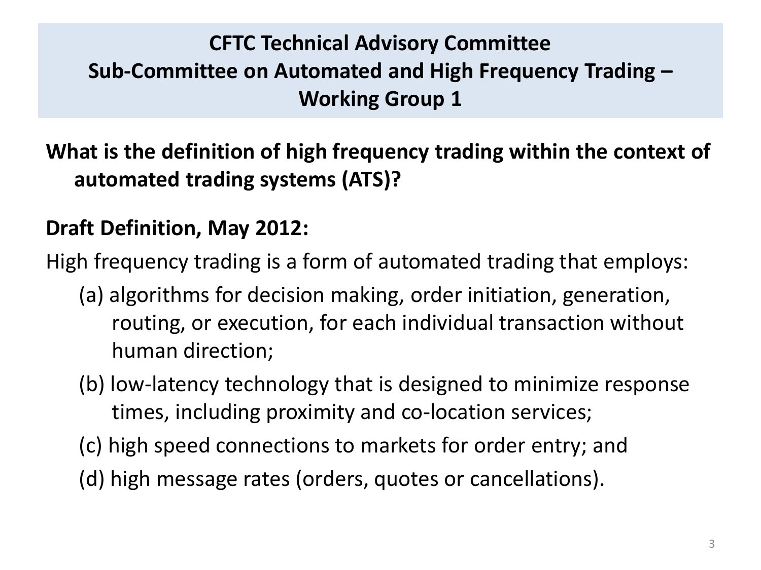## CFTC Technical Advisory Committee
## Sub-Committee on Automated and High Frequency Trading – Working Group 1

**What is the definition of high frequency trading within the context of automated trading systems (ATS)?**

**Draft Definition, May 2012:**

High frequency trading is a form of automated trading that employs:

(a) algorithms for decision making, order initiation, generation, routing, or execution, for each individual transaction without human direction;

(b) low-latency technology that is designed to minimize response times, including proximity and co-location services;

(c) high speed connections to markets for order entry; and

(d) high message rates (orders, quotes or cancellations).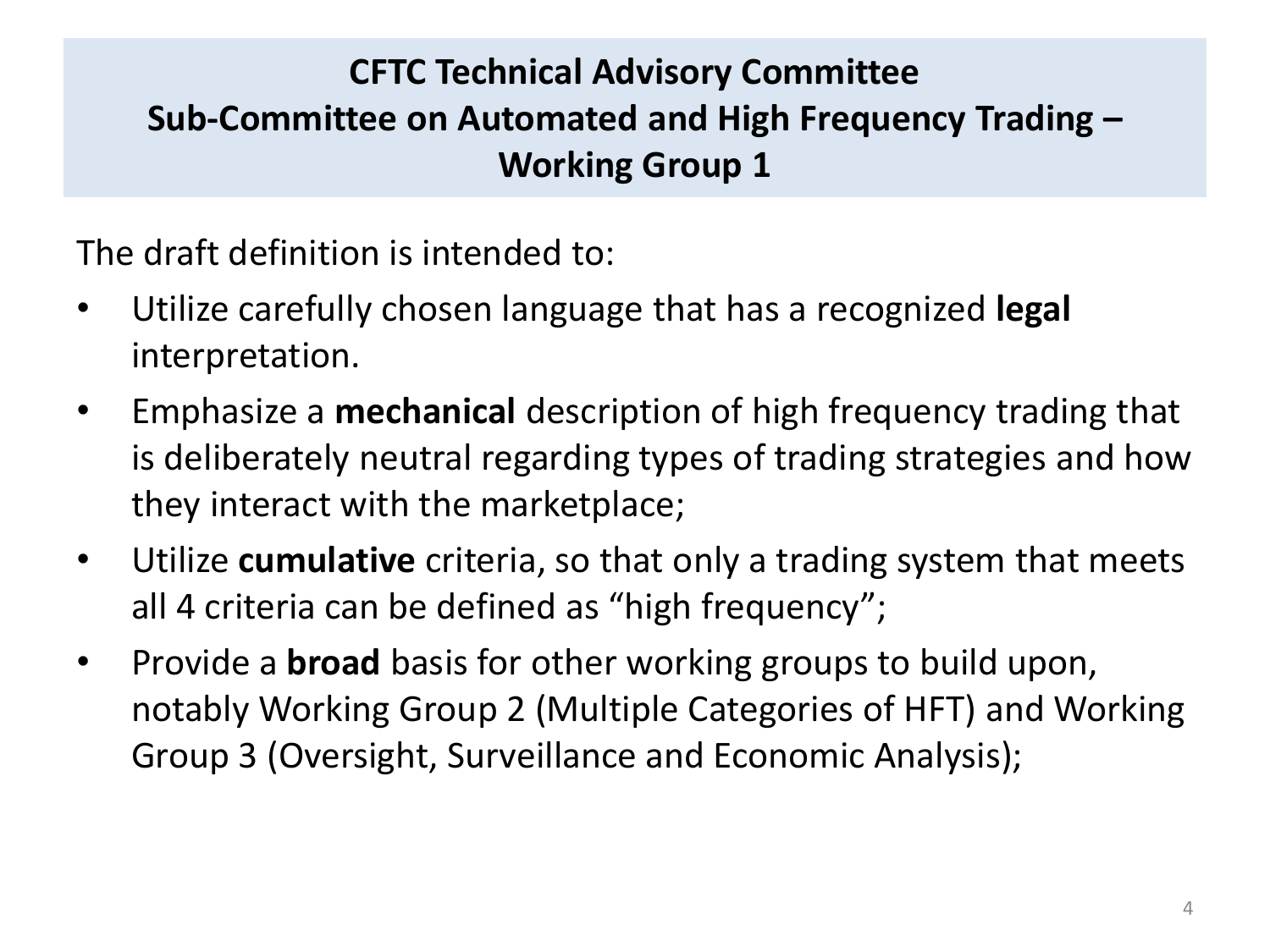## CFTC Technical Advisory Committee
## Sub-Committee on Automated and High Frequency Trading – Working Group 1

The draft definition is intended to:

- Utilize carefully chosen language that has a recognized **legal** interpretation.
- Emphasize a **mechanical** description of high frequency trading that is deliberately neutral regarding types of trading strategies and how they interact with the marketplace;
- Utilize **cumulative** criteria, so that only a trading system that meets all 4 criteria can be defined as "high frequency";
- Provide a **broad** basis for other working groups to build upon, notably Working Group 2 (Multiple Categories of HFT) and Working Group 3 (Oversight, Surveillance and Economic Analysis);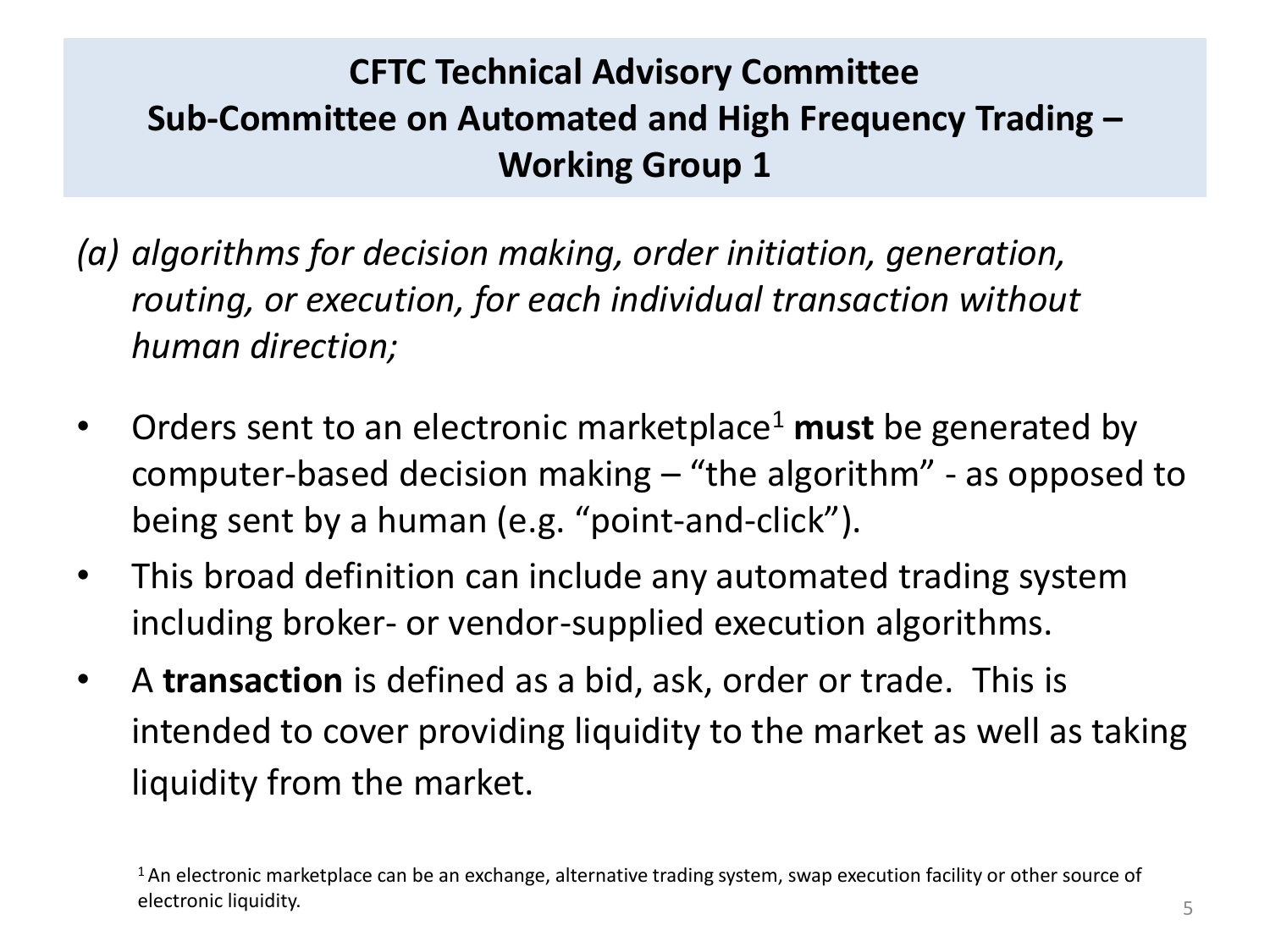# CFTC Technical Advisory Committee
# Sub-Committee on Automated and High Frequency Trading – Working Group 1

*(a) algorithms for decision making, order initiation, generation, routing, or execution, for each individual transaction without human direction;*

- Orders sent to an electronic marketplace[1] **must** be generated by computer-based decision making – "the algorithm" - as opposed to being sent by a human (e.g. "point-and-click").
- This broad definition can include any automated trading system including broker- or vendor-supplied execution algorithms.
- A **transaction** is defined as a bid, ask, order or trade. This is intended to cover providing liquidity to the market as well as taking liquidity from the market.

[1] An electronic marketplace can be an exchange, alternative trading system, swap execution facility or other source of electronic liquidity.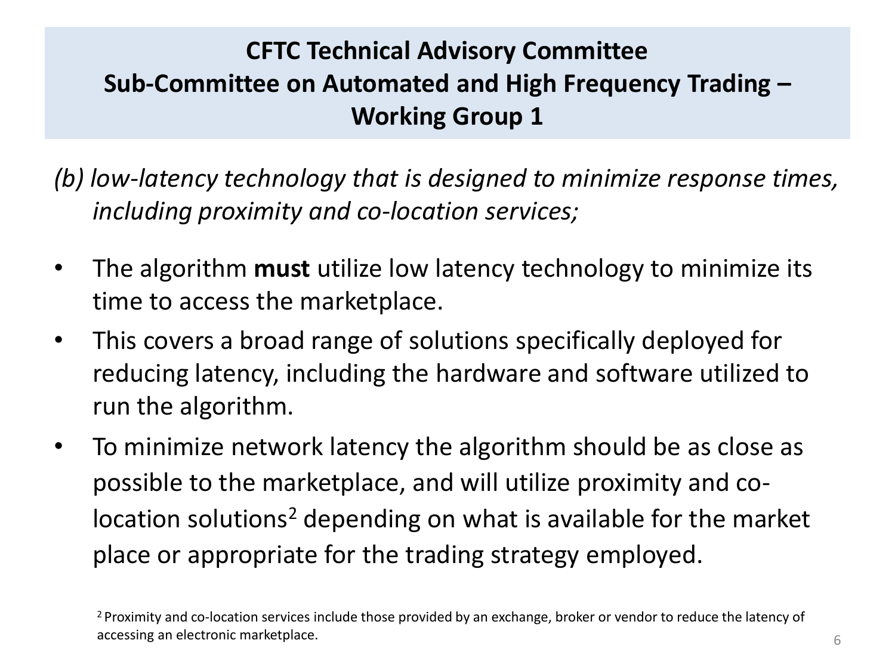## CFTC Technical Advisory Committee Sub-Committee on Automated and High Frequency Trading – Working Group 1

*(b) low-latency technology that is designed to minimize response times, including proximity and co-location services;*

- The algorithm **must** utilize low latency technology to minimize its time to access the marketplace.
- This covers a broad range of solutions specifically deployed for reducing latency, including the hardware and software utilized to run the algorithm.
- To minimize network latency the algorithm should be as close as possible to the marketplace, and will utilize proximity and co-location solutions[2] depending on what is available for the market place or appropriate for the trading strategy employed.

[2] Proximity and co-location services include those provided by an exchange, broker or vendor to reduce the latency of accessing an electronic marketplace.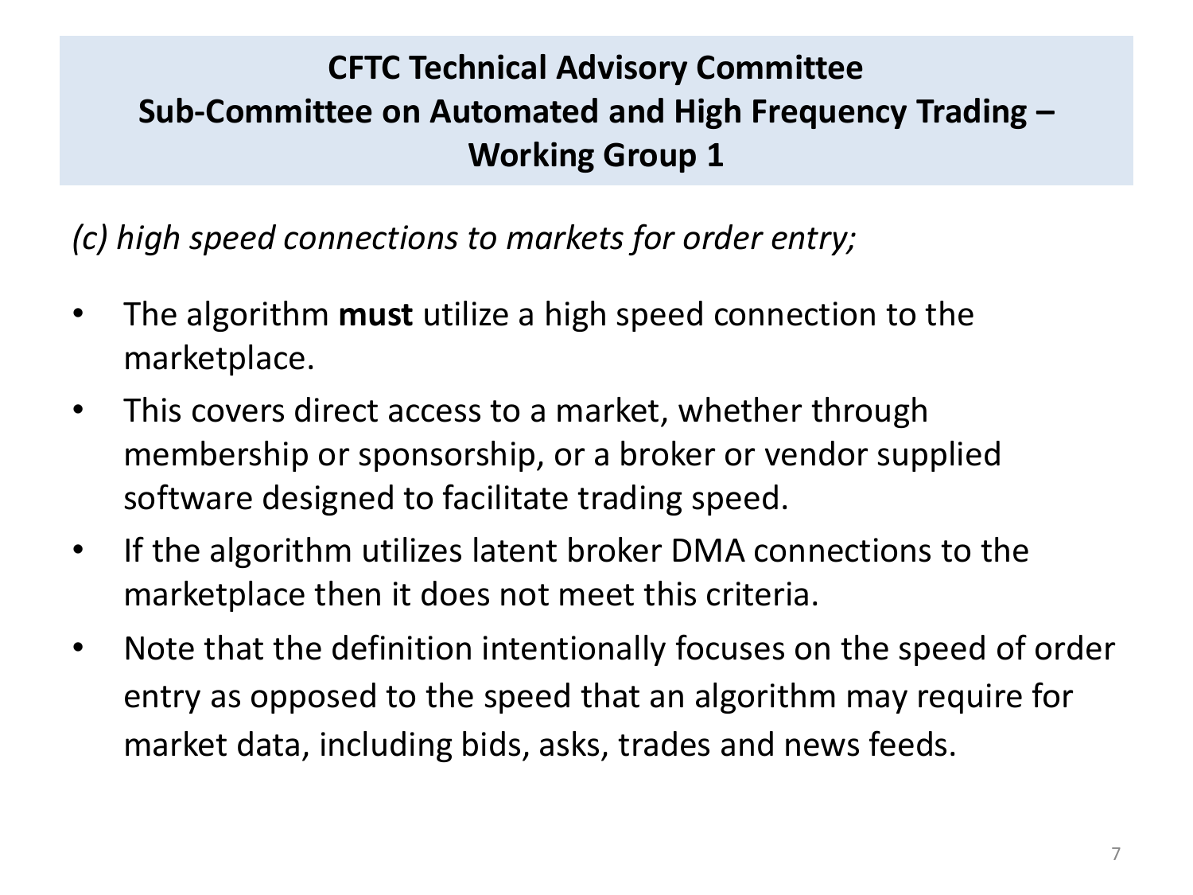# CFTC Technical Advisory Committee
# Sub-Committee on Automated and High Frequency Trading – Working Group 1

*(c) high speed connections to markets for order entry;*

- The algorithm **must** utilize a high speed connection to the marketplace.
- This covers direct access to a market, whether through membership or sponsorship, or a broker or vendor supplied software designed to facilitate trading speed.
- If the algorithm utilizes latent broker DMA connections to the marketplace then it does not meet this criteria.
- Note that the definition intentionally focuses on the speed of order entry as opposed to the speed that an algorithm may require for market data, including bids, asks, trades and news feeds.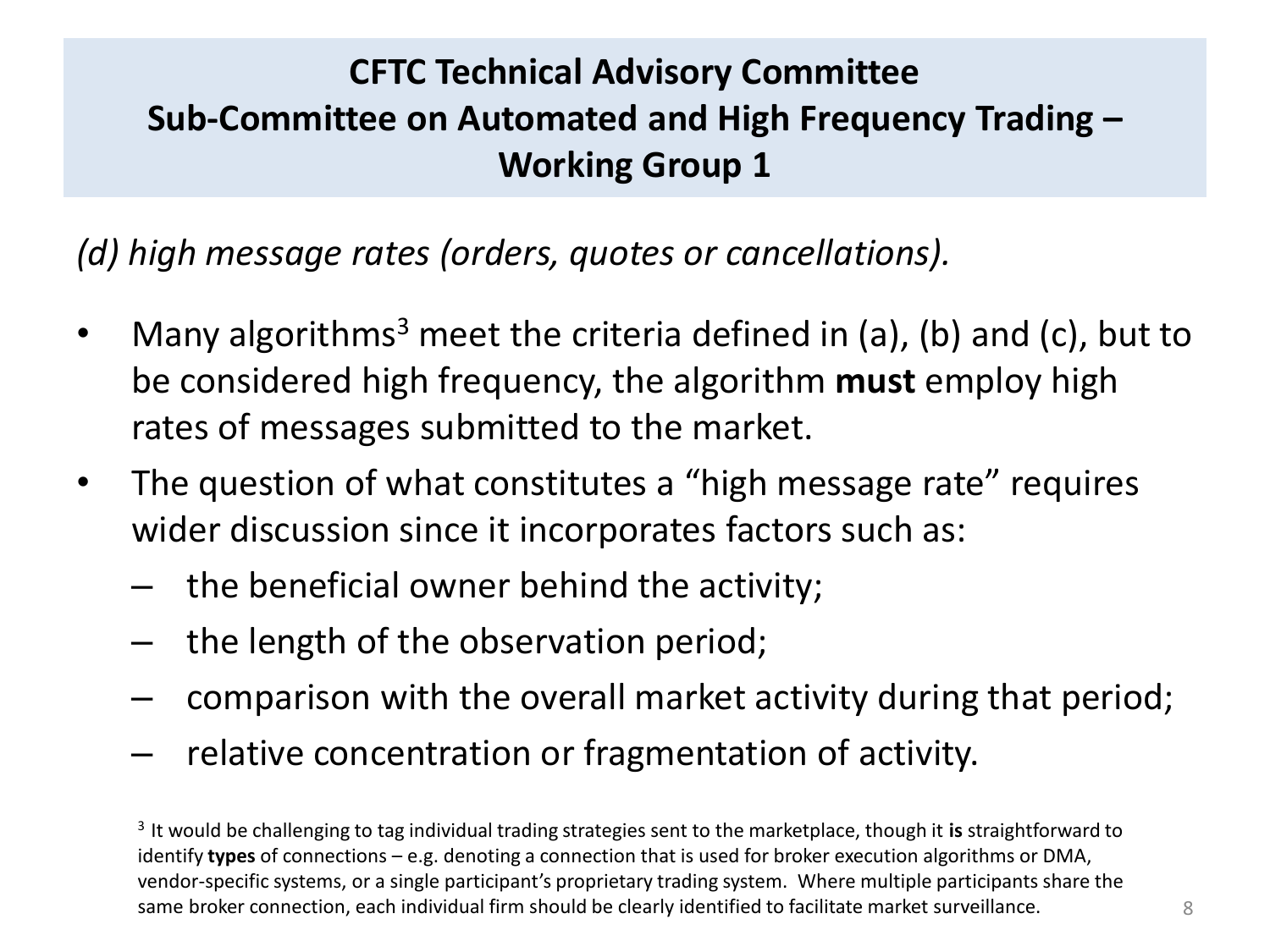# CFTC Technical Advisory Committee
# Sub-Committee on Automated and High Frequency Trading – Working Group 1

*(d) high message rates (orders, quotes or cancellations).*

- Many algorithms[3] meet the criteria defined in (a), (b) and (c), but to be considered high frequency, the algorithm **must** employ high rates of messages submitted to the market.
- The question of what constitutes a "high message rate" requires wider discussion since it incorporates factors such as:
  - the beneficial owner behind the activity;
  - the length of the observation period;
  - comparison with the overall market activity during that period;
  - relative concentration or fragmentation of activity.

[3] It would be challenging to tag individual trading strategies sent to the marketplace, though it **is** straightforward to identify **types** of connections – e.g. denoting a connection that is used for broker execution algorithms or DMA, vendor-specific systems, or a single participant's proprietary trading system. Where multiple participants share the same broker connection, each individual firm should be clearly identified to facilitate market surveillance.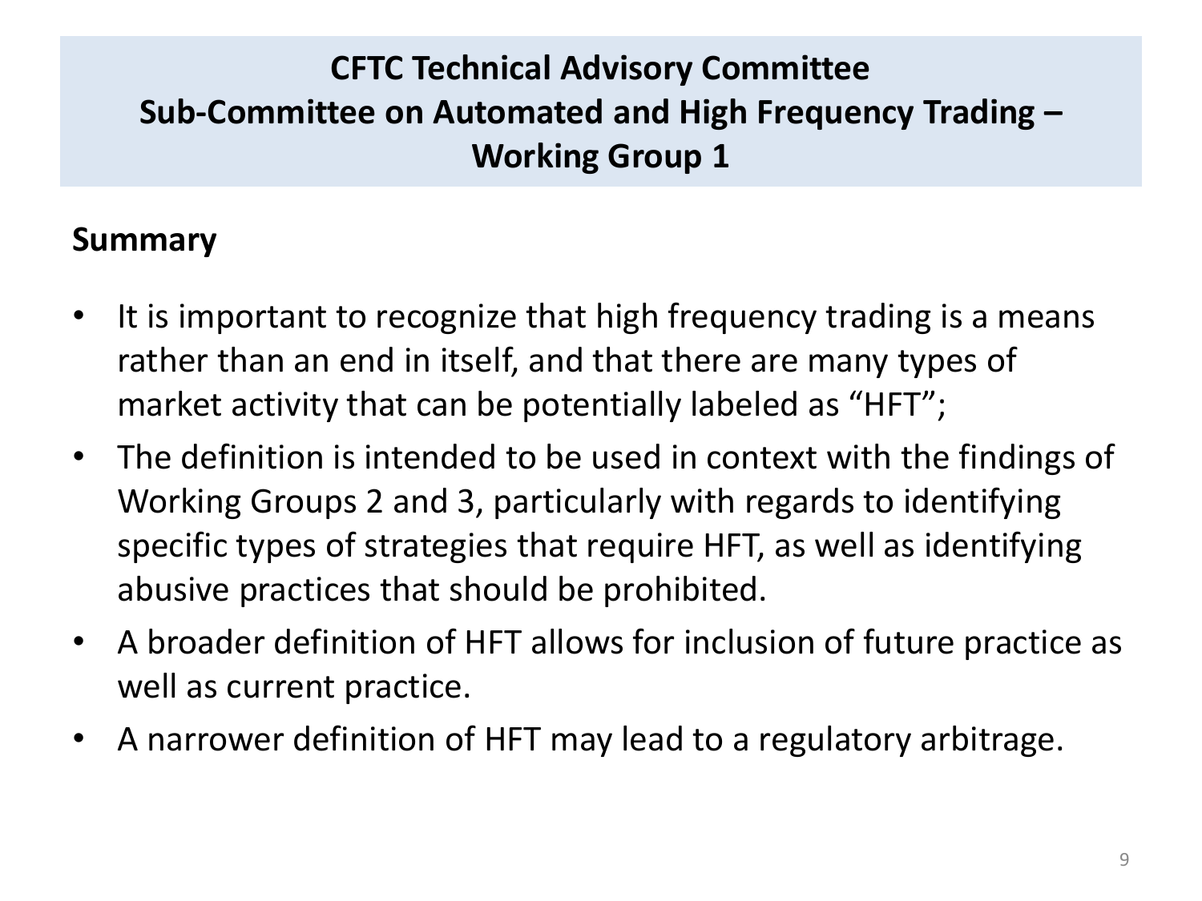# CFTC Technical Advisory Committee
# Sub-Committee on Automated and High Frequency Trading – Working Group 1

## Summary

- It is important to recognize that high frequency trading is a means rather than an end in itself, and that there are many types of market activity that can be potentially labeled as "HFT";
- The definition is intended to be used in context with the findings of Working Groups 2 and 3, particularly with regards to identifying specific types of strategies that require HFT, as well as identifying abusive practices that should be prohibited.
- A broader definition of HFT allows for inclusion of future practice as well as current practice.
- A narrower definition of HFT may lead to a regulatory arbitrage.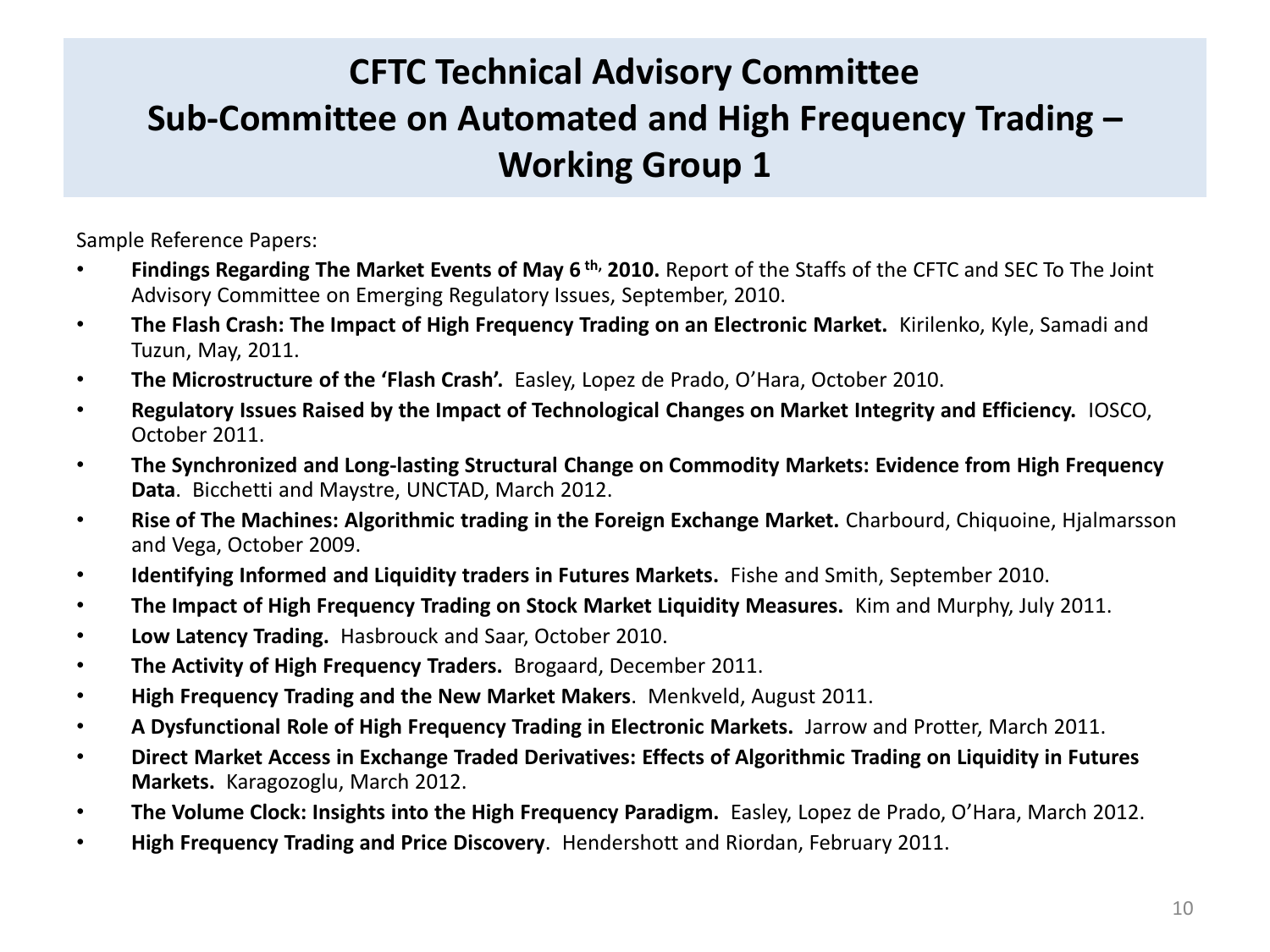# CFTC Technical Advisory Committee Sub-Committee on Automated and High Frequency Trading – Working Group 1

Sample Reference Papers:

- **Findings Regarding The Market Events of May 6 th, 2010.** Report of the Staffs of the CFTC and SEC To The Joint Advisory Committee on Emerging Regulatory Issues, September, 2010.
- **The Flash Crash: The Impact of High Frequency Trading on an Electronic Market.** Kirilenko, Kyle, Samadi and Tuzun, May, 2011.
- **The Microstructure of the 'Flash Crash'.** Easley, Lopez de Prado, O'Hara, October 2010.
- **Regulatory Issues Raised by the Impact of Technological Changes on Market Integrity and Efficiency.** IOSCO, October 2011.
- **The Synchronized and Long-lasting Structural Change on Commodity Markets: Evidence from High Frequency Data**. Bicchetti and Maystre, UNCTAD, March 2012.
- **Rise of The Machines: Algorithmic trading in the Foreign Exchange Market.** Charbourd, Chiquoine, Hjalmarsson and Vega, October 2009.
- **Identifying Informed and Liquidity traders in Futures Markets.** Fishe and Smith, September 2010.
- **The Impact of High Frequency Trading on Stock Market Liquidity Measures.** Kim and Murphy, July 2011.
- **Low Latency Trading.** Hasbrouck and Saar, October 2010.
- **The Activity of High Frequency Traders.** Brogaard, December 2011.
- **High Frequency Trading and the New Market Makers**. Menkveld, August 2011.
- **A Dysfunctional Role of High Frequency Trading in Electronic Markets.** Jarrow and Protter, March 2011.
- **Direct Market Access in Exchange Traded Derivatives: Effects of Algorithmic Trading on Liquidity in Futures Markets.** Karagozoglu, March 2012.
- **The Volume Clock: Insights into the High Frequency Paradigm.** Easley, Lopez de Prado, O'Hara, March 2012.
- **High Frequency Trading and Price Discovery**. Hendershott and Riordan, February 2011.